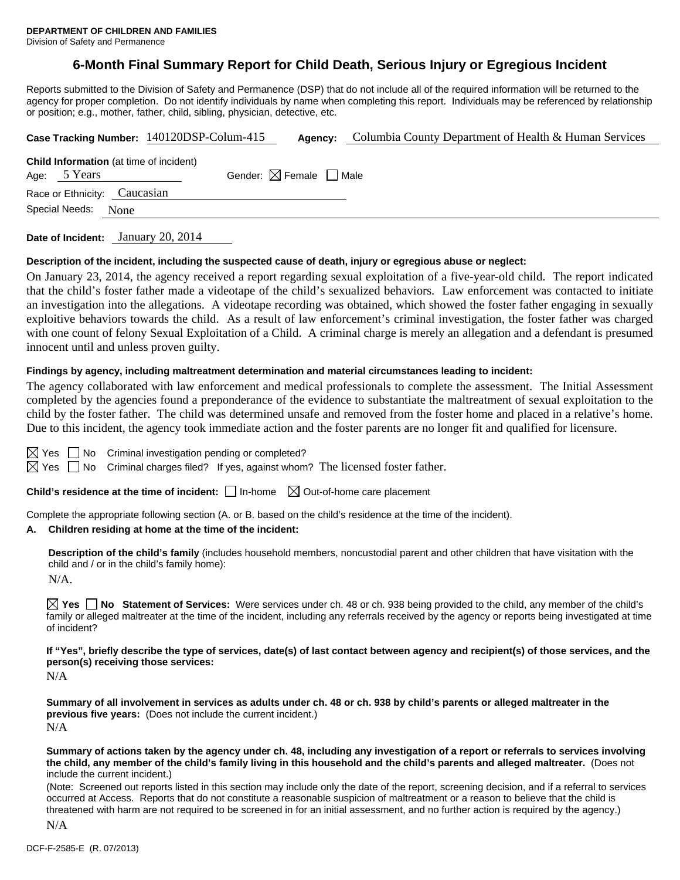**DEPARTMENT OF CHILDREN AND FAMILIES**
Division of Safety and Permanence

# 6-Month Final Summary Report for Child Death, Serious Injury or Egregious Incident

Reports submitted to the Division of Safety and Permanence (DSP) that do not include all of the required information will be returned to the agency for proper completion. Do not identify individuals by name when completing this report. Individuals may be referenced by relationship or position; e.g., mother, father, child, sibling, physician, detective, etc.

**Case Tracking Number:** 140120DSP-Colum-415 **Agency:** Columbia County Department of Health & Human Services

**Child Information** (at time of incident)
Age: 5 Years Gender: ☒ Female ☐ Male
Race or Ethnicity: Caucasian
Special Needs: None

**Date of Incident:** January 20, 2014

**Description of the incident, including the suspected cause of death, injury or egregious abuse or neglect:**

On January 23, 2014, the agency received a report regarding sexual exploitation of a five-year-old child. The report indicated that the child's foster father made a videotape of the child's sexualized behaviors. Law enforcement was contacted to initiate an investigation into the allegations. A videotape recording was obtained, which showed the foster father engaging in sexually exploitive behaviors towards the child. As a result of law enforcement's criminal investigation, the foster father was charged with one count of felony Sexual Exploitation of a Child. A criminal charge is merely an allegation and a defendant is presumed innocent until and unless proven guilty.

**Findings by agency, including maltreatment determination and material circumstances leading to incident:**

The agency collaborated with law enforcement and medical professionals to complete the assessment. The Initial Assessment completed by the agencies found a preponderance of the evidence to substantiate the maltreatment of sexual exploitation to the child by the foster father. The child was determined unsafe and removed from the foster home and placed in a relative's home. Due to this incident, the agency took immediate action and the foster parents are no longer fit and qualified for licensure.

☒ Yes ☐ No Criminal investigation pending or completed?
☒ Yes ☐ No Criminal charges filed? If yes, against whom? The licensed foster father.

**Child's residence at the time of incident:** ☐ In-home ☒ Out-of-home care placement

Complete the appropriate following section (A. or B. based on the child's residence at the time of the incident).

**A. Children residing at home at the time of the incident:**

**Description of the child's family** (includes household members, noncustodial parent and other children that have visitation with the child and / or in the child's family home):

N/A.

☒ **Yes** ☐ **No** **Statement of Services:** Were services under ch. 48 or ch. 938 being provided to the child, any member of the child's family or alleged maltreater at the time of the incident, including any referrals received by the agency or reports being investigated at time of incident?

**If "Yes", briefly describe the type of services, date(s) of last contact between agency and recipient(s) of those services, and the person(s) receiving those services:**

N/A

**Summary of all involvement in services as adults under ch. 48 or ch. 938 by child's parents or alleged maltreater in the previous five years:** (Does not include the current incident.)

N/A

**Summary of actions taken by the agency under ch. 48, including any investigation of a report or referrals to services involving the child, any member of the child's family living in this household and the child's parents and alleged maltreater.** (Does not include the current incident.)

(Note: Screened out reports listed in this section may include only the date of the report, screening decision, and if a referral to services occurred at Access. Reports that do not constitute a reasonable suspicion of maltreatment or a reason to believe that the child is threatened with harm are not required to be screened in for an initial assessment, and no further action is required by the agency.)

N/A

DCF-F-2585-E (R. 07/2013)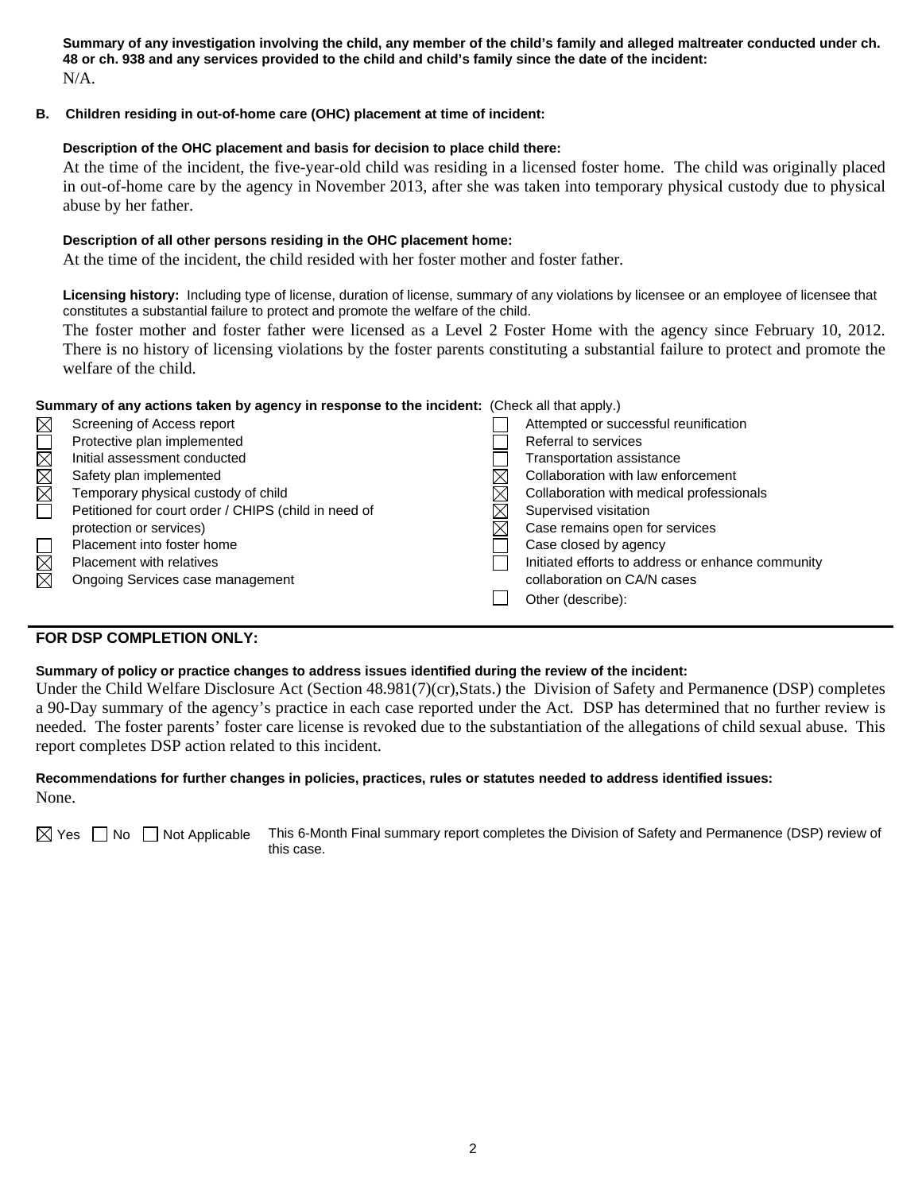**Summary of any investigation involving the child, any member of the child's family and alleged maltreater conducted under ch. 48 or ch. 938 and any services provided to the child and child's family since the date of the incident:**

N/A.

**B. Children residing in out-of-home care (OHC) placement at time of incident:**

**Description of the OHC placement and basis for decision to place child there:**

At the time of the incident, the five-year-old child was residing in a licensed foster home. The child was originally placed in out-of-home care by the agency in November 2013, after she was taken into temporary physical custody due to physical abuse by her father.

**Description of all other persons residing in the OHC placement home:**

At the time of the incident, the child resided with her foster mother and foster father.

**Licensing history:** Including type of license, duration of license, summary of any violations by licensee or an employee of licensee that constitutes a substantial failure to protect and promote the welfare of the child.

The foster mother and foster father were licensed as a Level 2 Foster Home with the agency since February 10, 2012. There is no history of licensing violations by the foster parents constituting a substantial failure to protect and promote the welfare of the child.

**Summary of any actions taken by agency in response to the incident:** (Check all that apply.)

- ☒ Screening of Access report
- ☐ Protective plan implemented
- ☒ Initial assessment conducted
- ☒ Safety plan implemented
- ☒ Temporary physical custody of child
- ☐ Petitioned for court order / CHIPS (child in need of protection or services)
- ☐ Placement into foster home
- ☒ Placement with relatives
- ☒ Ongoing Services case management
- ☐ Attempted or successful reunification
- ☐ Referral to services
- ☐ Transportation assistance
- ☒ Collaboration with law enforcement
- ☒ Collaboration with medical professionals
- ☒ Supervised visitation
- ☒ Case remains open for services
- ☐ Case closed by agency
- ☐ Initiated efforts to address or enhance community collaboration on CA/N cases
- ☐ Other (describe):

## FOR DSP COMPLETION ONLY:

**Summary of policy or practice changes to address issues identified during the review of the incident:**

Under the Child Welfare Disclosure Act (Section 48.981(7)(cr),Stats.) the Division of Safety and Permanence (DSP) completes a 90-Day summary of the agency's practice in each case reported under the Act. DSP has determined that no further review is needed. The foster parents' foster care license is revoked due to the substantiation of the allegations of child sexual abuse. This report completes DSP action related to this incident.

**Recommendations for further changes in policies, practices, rules or statutes needed to address identified issues:**

None.

☒ Yes ☐ No ☐ Not Applicable This 6-Month Final summary report completes the Division of Safety and Permanence (DSP) review of this case.